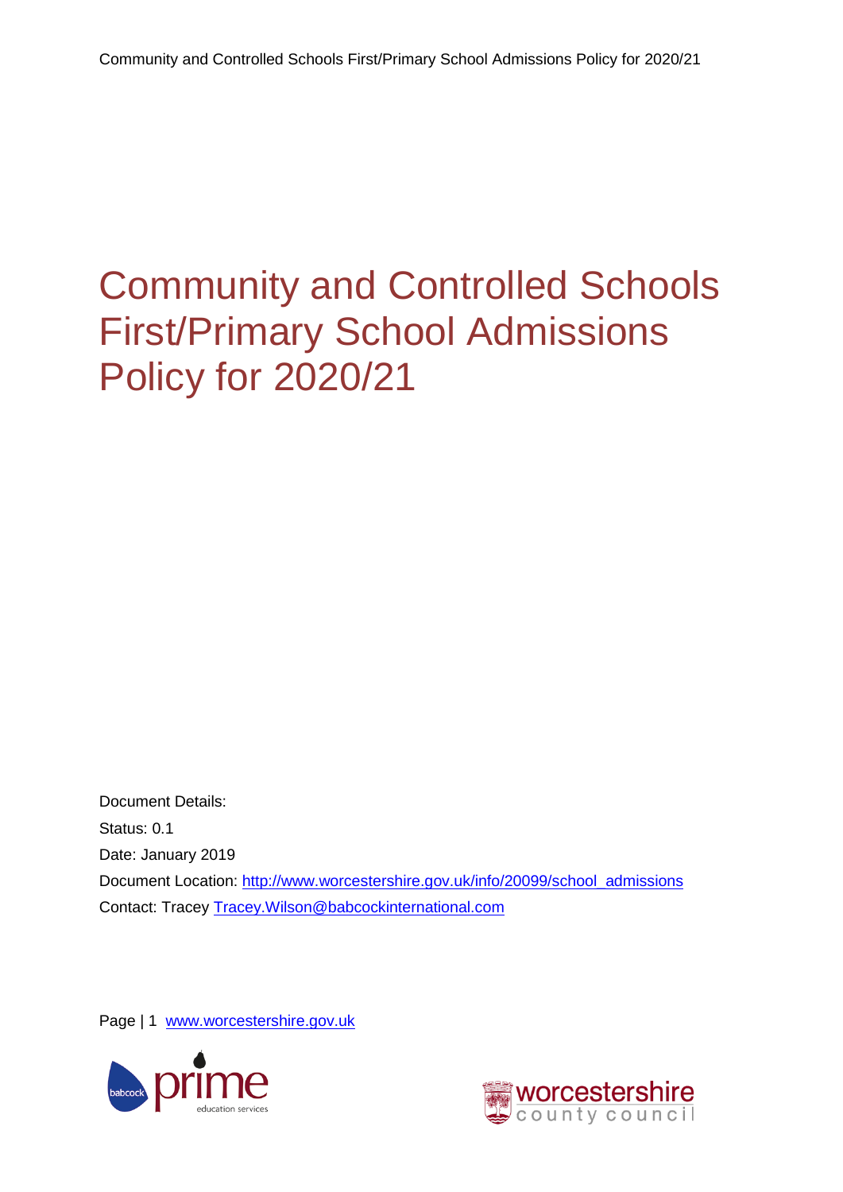# Community and Controlled Schools First/Primary School Admissions Policy for 2020/21

Document Details:

Status: 0.1

Date: January 2019

Document Location: [http://www.worcestershire.gov.uk/info/20099/school_admissions](http://www.worcestershire.gov.uk/info/20099/school_admissions)

Contact: Tracey [Tracey.Wilson@babcockinternational.com](mailto:Tracey.Wilson@babcockinternational.com)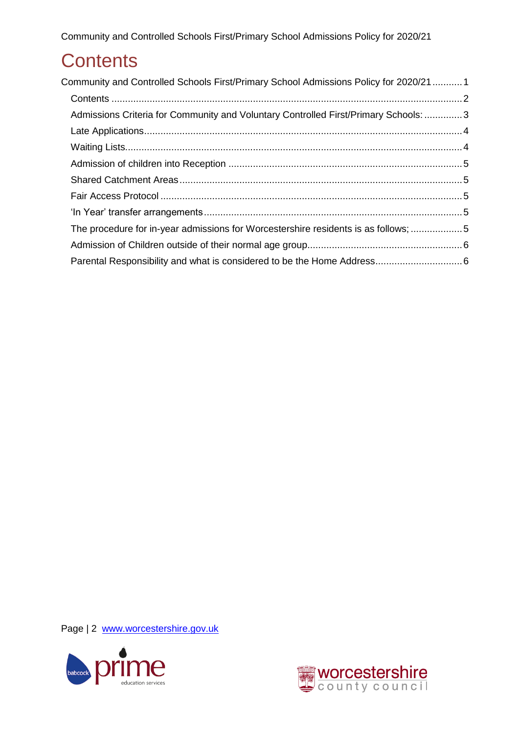# Contents

Community and Controlled Schools First/Primary School Admissions Policy for 2020/21 ........... 1

- Contents ........................................................................................................................ 2
- Admissions Criteria for Community and Voluntary Controlled First/Primary Schools: .............. 3
- Late Applications ........................................................................................................... 4
- Waiting Lists .................................................................................................................. 4
- Admission of children into Reception ............................................................................. 5
- Shared Catchment Areas ................................................................................................ 5
- Fair Access Protocol ....................................................................................................... 5
- 'In Year' transfer arrangements ...................................................................................... 5
- The procedure for in-year admissions for Worcestershire residents is as follows; ................... 5
- Admission of Children outside of their normal age group ................................................. 6
- Parental Responsibility and what is considered to be the Home Address ................................ 6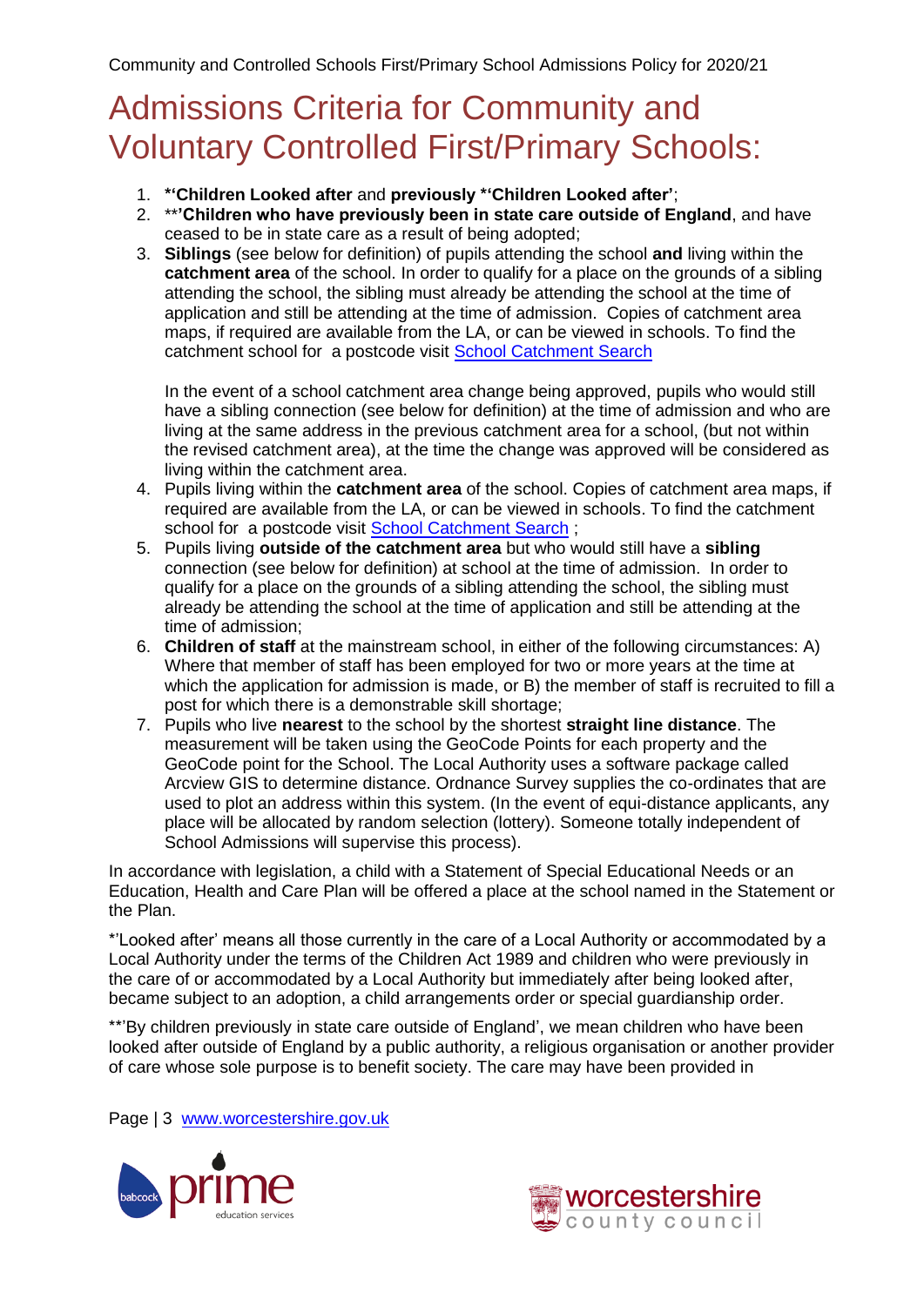# Admissions Criteria for Community and Voluntary Controlled First/Primary Schools:

1. ***'Children Looked after** and **previously *'Children Looked after'**;
2. ****'Children who have previously been in state care outside of England**, and have ceased to be in state care as a result of being adopted;
3. **Siblings** (see below for definition) of pupils attending the school **and** living within the **catchment area** of the school. In order to qualify for a place on the grounds of a sibling attending the school, the sibling must already be attending the school at the time of application and still be attending at the time of admission. Copies of catchment area maps, if required are available from the LA, or can be viewed in schools. To find the catchment school for a postcode visit [School Catchment Search]

   In the event of a school catchment area change being approved, pupils who would still have a sibling connection (see below for definition) at the time of admission and who are living at the same address in the previous catchment area for a school, (but not within the revised catchment area), at the time the change was approved will be considered as living within the catchment area.
4. Pupils living within the **catchment area** of the school. Copies of catchment area maps, if required are available from the LA, or can be viewed in schools. To find the catchment school for a postcode visit [School Catchment Search] ;
5. Pupils living **outside of the catchment area** but who would still have a **sibling** connection (see below for definition) at school at the time of admission. In order to qualify for a place on the grounds of a sibling attending the school, the sibling must already be attending the school at the time of application and still be attending at the time of admission;
6. **Children of staff** at the mainstream school, in either of the following circumstances: A) Where that member of staff has been employed for two or more years at the time at which the application for admission is made, or B) the member of staff is recruited to fill a post for which there is a demonstrable skill shortage;
7. Pupils who live **nearest** to the school by the shortest **straight line distance**. The measurement will be taken using the GeoCode Points for each property and the GeoCode point for the School. The Local Authority uses a software package called Arcview GIS to determine distance. Ordnance Survey supplies the co-ordinates that are used to plot an address within this system. (In the event of equi-distance applicants, any place will be allocated by random selection (lottery). Someone totally independent of School Admissions will supervise this process).

In accordance with legislation, a child with a Statement of Special Educational Needs or an Education, Health and Care Plan will be offered a place at the school named in the Statement or the Plan.

*'Looked after' means all those currently in the care of a Local Authority or accommodated by a Local Authority under the terms of the Children Act 1989 and children who were previously in the care of or accommodated by a Local Authority but immediately after being looked after, became subject to an adoption, a child arrangements order or special guardianship order.

**'By children previously in state care outside of England', we mean children who have been looked after outside of England by a public authority, a religious organisation or another provider of care whose sole purpose is to benefit society. The care may have been provided in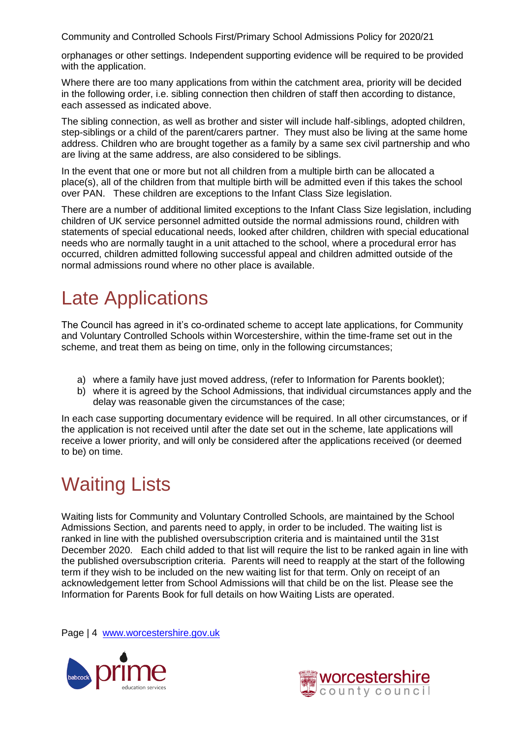orphanages or other settings. Independent supporting evidence will be required to be provided with the application.

Where there are too many applications from within the catchment area, priority will be decided in the following order, i.e. sibling connection then children of staff then according to distance, each assessed as indicated above.

The sibling connection, as well as brother and sister will include half-siblings, adopted children, step-siblings or a child of the parent/carers partner. They must also be living at the same home address. Children who are brought together as a family by a same sex civil partnership and who are living at the same address, are also considered to be siblings.

In the event that one or more but not all children from a multiple birth can be allocated a place(s), all of the children from that multiple birth will be admitted even if this takes the school over PAN. These children are exceptions to the Infant Class Size legislation.

There are a number of additional limited exceptions to the Infant Class Size legislation, including children of UK service personnel admitted outside the normal admissions round, children with statements of special educational needs, looked after children, children with special educational needs who are normally taught in a unit attached to the school, where a procedural error has occurred, children admitted following successful appeal and children admitted outside of the normal admissions round where no other place is available.

# Late Applications

The Council has agreed in it's co-ordinated scheme to accept late applications, for Community and Voluntary Controlled Schools within Worcestershire, within the time-frame set out in the scheme, and treat them as being on time, only in the following circumstances;

a) where a family have just moved address, (refer to Information for Parents booklet);
b) where it is agreed by the School Admissions, that individual circumstances apply and the delay was reasonable given the circumstances of the case;

In each case supporting documentary evidence will be required. In all other circumstances, or if the application is not received until after the date set out in the scheme, late applications will receive a lower priority, and will only be considered after the applications received (or deemed to be) on time.

# Waiting Lists

Waiting lists for Community and Voluntary Controlled Schools, are maintained by the School Admissions Section, and parents need to apply, in order to be included. The waiting list is ranked in line with the published oversubscription criteria and is maintained until the 31st December 2020. Each child added to that list will require the list to be ranked again in line with the published oversubscription criteria. Parents will need to reapply at the start of the following term if they wish to be included on the new waiting list for that term. Only on receipt of an acknowledgement letter from School Admissions will that child be on the list. Please see the Information for Parents Book for full details on how Waiting Lists are operated.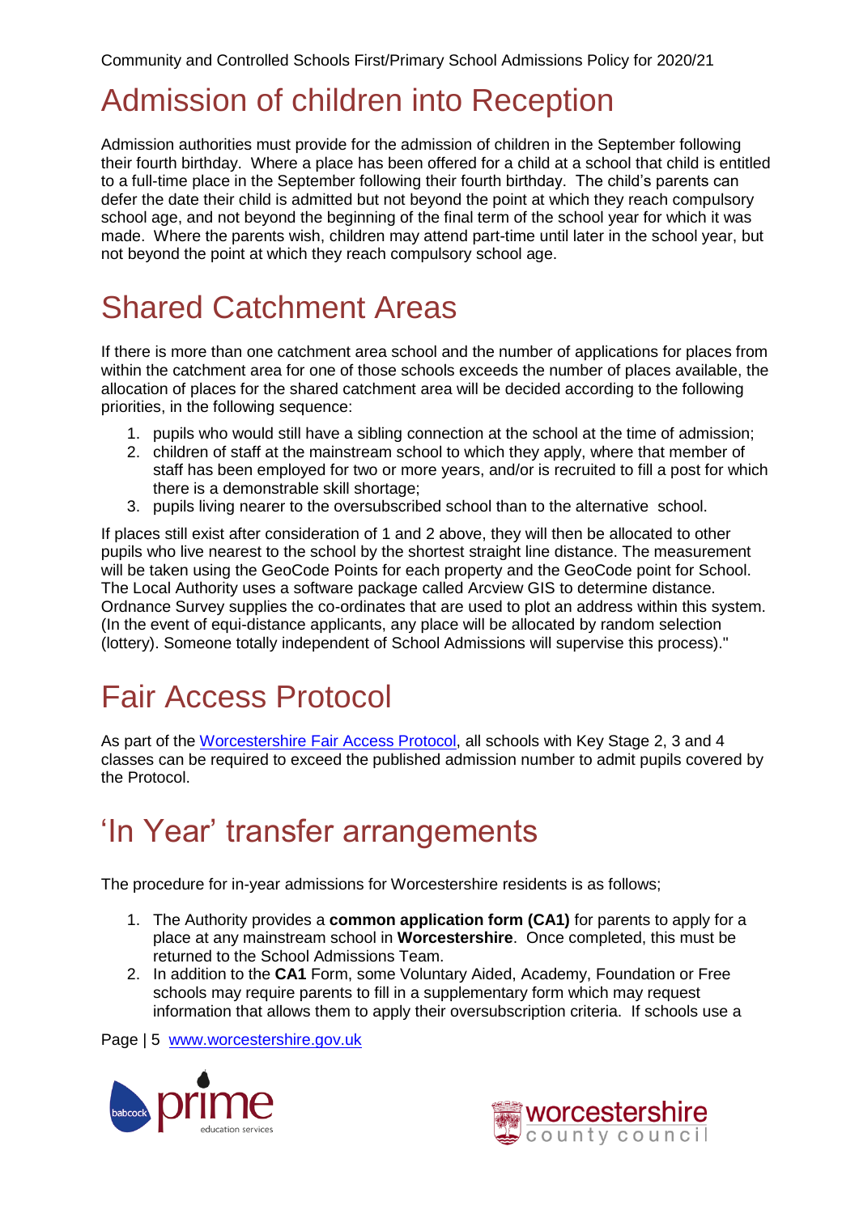# Admission of children into Reception

Admission authorities must provide for the admission of children in the September following their fourth birthday. Where a place has been offered for a child at a school that child is entitled to a full-time place in the September following their fourth birthday. The child's parents can defer the date their child is admitted but not beyond the point at which they reach compulsory school age, and not beyond the beginning of the final term of the school year for which it was made. Where the parents wish, children may attend part-time until later in the school year, but not beyond the point at which they reach compulsory school age.

# Shared Catchment Areas

If there is more than one catchment area school and the number of applications for places from within the catchment area for one of those schools exceeds the number of places available, the allocation of places for the shared catchment area will be decided according to the following priorities, in the following sequence:

1. pupils who would still have a sibling connection at the school at the time of admission;
2. children of staff at the mainstream school to which they apply, where that member of staff has been employed for two or more years, and/or is recruited to fill a post for which there is a demonstrable skill shortage;
3. pupils living nearer to the oversubscribed school than to the alternative school.

If places still exist after consideration of 1 and 2 above, they will then be allocated to other pupils who live nearest to the school by the shortest straight line distance. The measurement will be taken using the GeoCode Points for each property and the GeoCode point for School. The Local Authority uses a software package called Arcview GIS to determine distance. Ordnance Survey supplies the co-ordinates that are used to plot an address within this system. (In the event of equi-distance applicants, any place will be allocated by random selection (lottery). Someone totally independent of School Admissions will supervise this process)."

# Fair Access Protocol

As part of the Worcestershire Fair Access Protocol, all schools with Key Stage 2, 3 and 4 classes can be required to exceed the published admission number to admit pupils covered by the Protocol.

# 'In Year' transfer arrangements

The procedure for in-year admissions for Worcestershire residents is as follows;

1. The Authority provides a **common application form (CA1)** for parents to apply for a place at any mainstream school in **Worcestershire**. Once completed, this must be returned to the School Admissions Team.
2. In addition to the **CA1** Form, some Voluntary Aided, Academy, Foundation or Free schools may require parents to fill in a supplementary form which may request information that allows them to apply their oversubscription criteria. If schools use a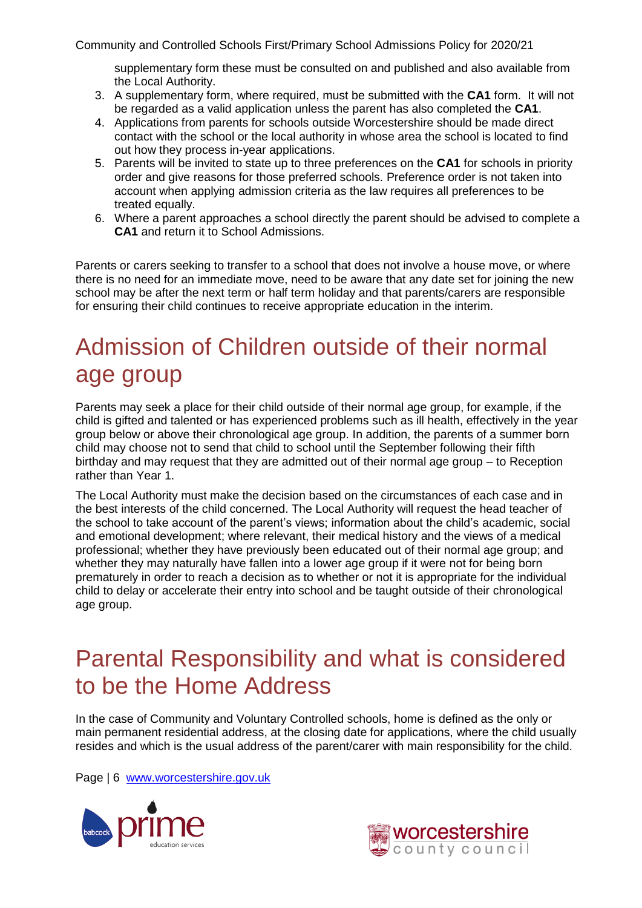supplementary form these must be consulted on and published and also available from the Local Authority.

3. A supplementary form, where required, must be submitted with the **CA1** form. It will not be regarded as a valid application unless the parent has also completed the **CA1**.
4. Applications from parents for schools outside Worcestershire should be made direct contact with the school or the local authority in whose area the school is located to find out how they process in-year applications.
5. Parents will be invited to state up to three preferences on the **CA1** for schools in priority order and give reasons for those preferred schools. Preference order is not taken into account when applying admission criteria as the law requires all preferences to be treated equally.
6. Where a parent approaches a school directly the parent should be advised to complete a **CA1** and return it to School Admissions.

Parents or carers seeking to transfer to a school that does not involve a house move, or where there is no need for an immediate move, need to be aware that any date set for joining the new school may be after the next term or half term holiday and that parents/carers are responsible for ensuring their child continues to receive appropriate education in the interim.

# Admission of Children outside of their normal age group

Parents may seek a place for their child outside of their normal age group, for example, if the child is gifted and talented or has experienced problems such as ill health, effectively in the year group below or above their chronological age group. In addition, the parents of a summer born child may choose not to send that child to school until the September following their fifth birthday and may request that they are admitted out of their normal age group – to Reception rather than Year 1.

The Local Authority must make the decision based on the circumstances of each case and in the best interests of the child concerned. The Local Authority will request the head teacher of the school to take account of the parent's views; information about the child's academic, social and emotional development; where relevant, their medical history and the views of a medical professional; whether they have previously been educated out of their normal age group; and whether they may naturally have fallen into a lower age group if it were not for being born prematurely in order to reach a decision as to whether or not it is appropriate for the individual child to delay or accelerate their entry into school and be taught outside of their chronological age group.

# Parental Responsibility and what is considered to be the Home Address

In the case of Community and Voluntary Controlled schools, home is defined as the only or main permanent residential address, at the closing date for applications, where the child usually resides and which is the usual address of the parent/carer with main responsibility for the child.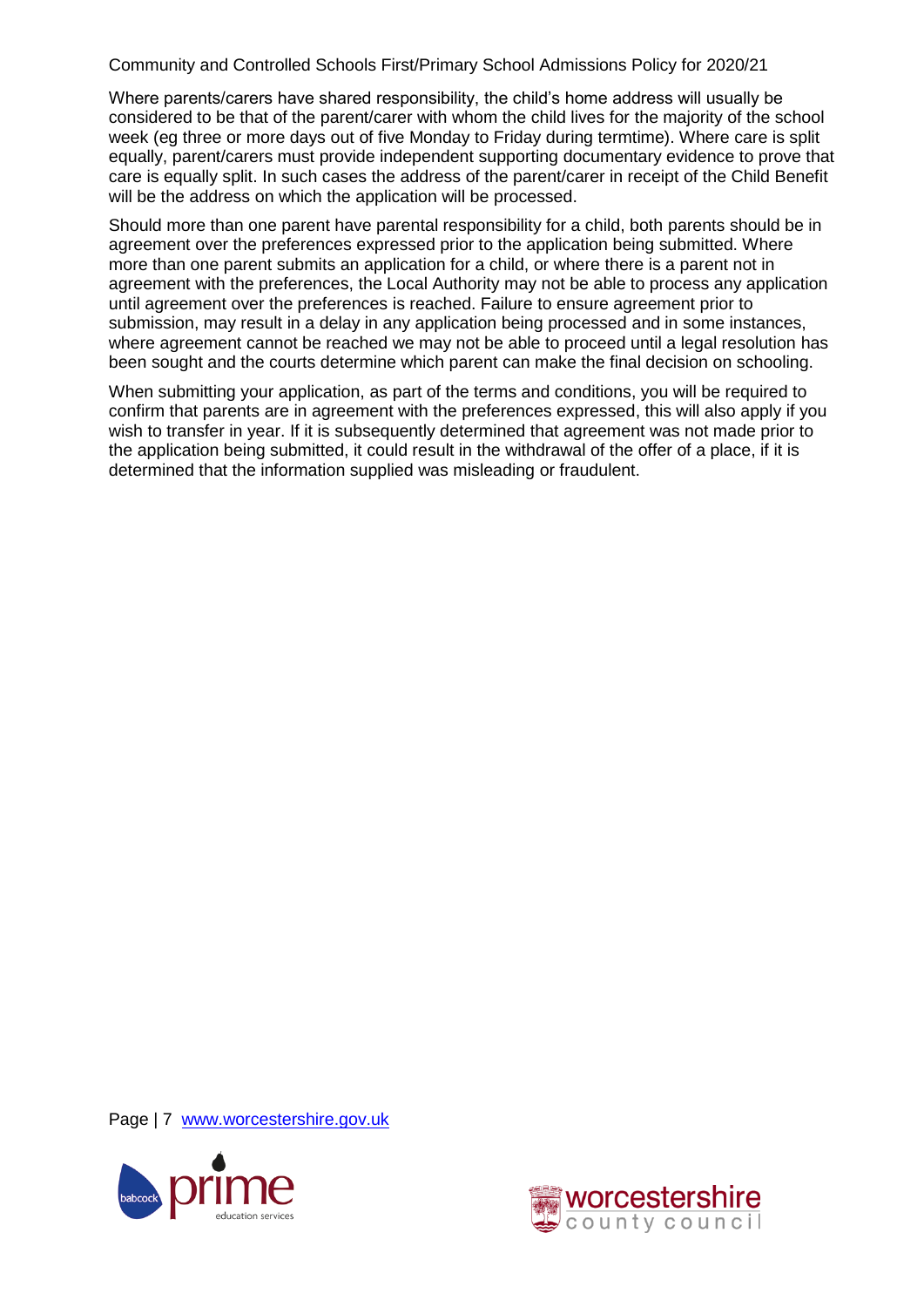Where parents/carers have shared responsibility, the child's home address will usually be considered to be that of the parent/carer with whom the child lives for the majority of the school week (eg three or more days out of five Monday to Friday during termtime). Where care is split equally, parent/carers must provide independent supporting documentary evidence to prove that care is equally split. In such cases the address of the parent/carer in receipt of the Child Benefit will be the address on which the application will be processed.

Should more than one parent have parental responsibility for a child, both parents should be in agreement over the preferences expressed prior to the application being submitted. Where more than one parent submits an application for a child, or where there is a parent not in agreement with the preferences, the Local Authority may not be able to process any application until agreement over the preferences is reached. Failure to ensure agreement prior to submission, may result in a delay in any application being processed and in some instances, where agreement cannot be reached we may not be able to proceed until a legal resolution has been sought and the courts determine which parent can make the final decision on schooling.

When submitting your application, as part of the terms and conditions, you will be required to confirm that parents are in agreement with the preferences expressed, this will also apply if you wish to transfer in year. If it is subsequently determined that agreement was not made prior to the application being submitted, it could result in the withdrawal of the offer of a place, if it is determined that the information supplied was misleading or fraudulent.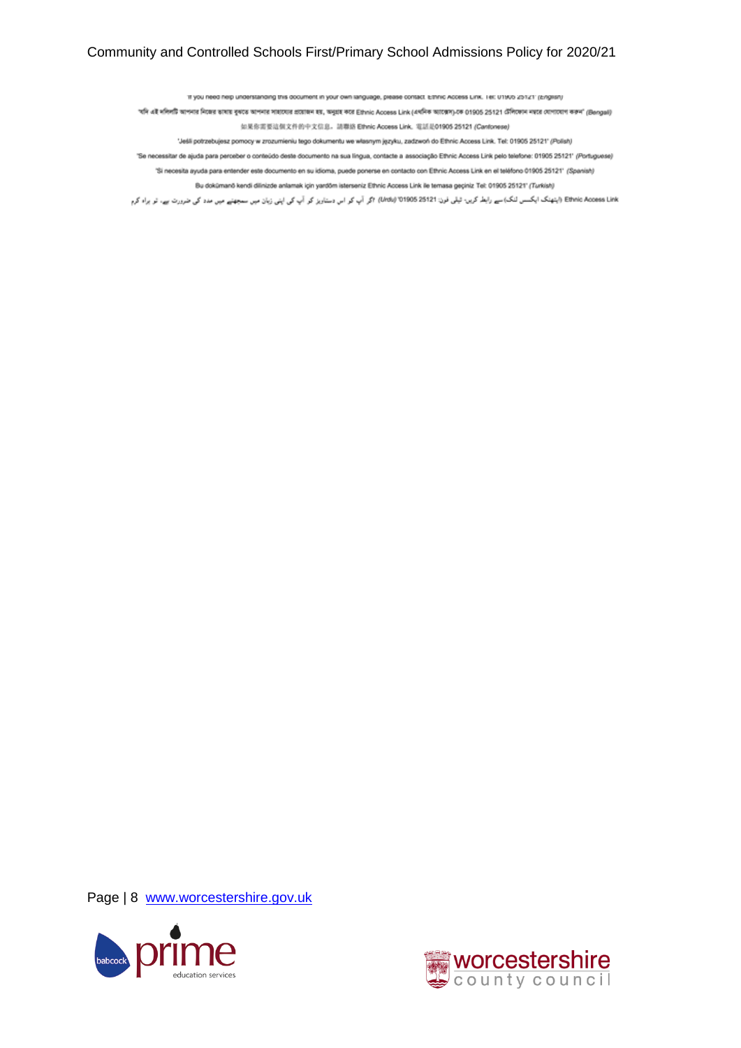'If you need help understanding this document in your own language, please contact Ethnic Access Link. Tel: 01905 25121' (English)

'যদি এই দলিলটি আপনার নিজের ভাষায় বুঝতে আপনার সাহায্যের প্রয়োজন হয়, অনুগ্রহ করে Ethnic Access Link (এথনিক অ্যাক্সেস)-কে 01905 25121 টেলিফোন নম্বরে যোগাযোগ করুন' (Bengali)

如果你需要這個文件的中文信息，請聯絡 Ethnic Access Link, 電話是01905 25121 (Cantonese)

'Jeśli potrzebujesz pomocy w zrozumieniu tego dokumentu we własnym języku, zadzwoń do Ethnic Access Link. Tel: 01905 25121' (Polish)

'Se necessitar de ajuda para perceber o conteúdo deste documento na sua língua, contacte a associação Ethnic Access Link pelo telefone: 01905 25121' (Portuguese)

'Si necesita ayuda para entender este documento en su idioma, puede ponerse en contacto con Ethnic Access Link en el teléfono 01905 25121' (Spanish)

Bu dokümanı kendi dilinizde anlamak için yardım isterseniz Ethnic Access Link ile temasa geçiniz Tel: 01905 25121' (Turkish)

اگر آپ کو اس دستاویز کو آپ کی اپنی زبان میں سمجھنے میں مدد کی ضرورت ہے، تو براہ کرم Ethnic Access Link (ایتھنک ایکسس لنک) سے رابطہ کریں۔ ٹیلی فون: 25121 01905' (Urdu)